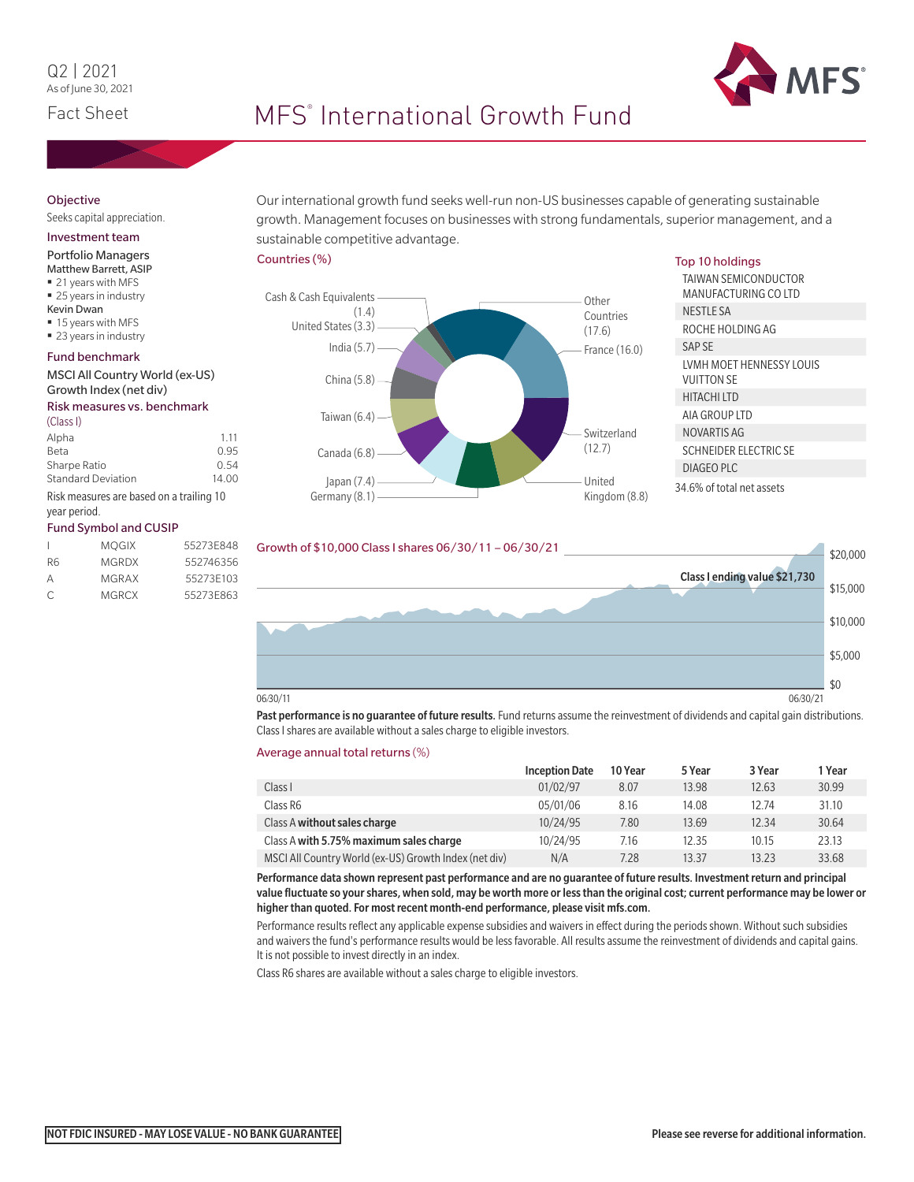Q2 | 2021
As of June 30, 2021

Fact Sheet

# MFS® International Growth Fund

## Objective

Seeks capital appreciation.

## Investment team

Portfolio Managers

**Matthew Barrett, ASIP**
- 21 years with MFS
- 25 years in industry

**Kevin Dwan**
- 15 years with MFS
- 23 years in industry

## Fund benchmark

MSCI All Country World (ex-US) Growth Index (net div)

## Risk measures vs. benchmark

(Class I)

| | |
|---|---|
| Alpha | 1.11 |
| Beta | 0.95 |
| Sharpe Ratio | 0.54 |
| Standard Deviation | 14.00 |

Risk measures are based on a trailing 10 year period.

## Fund Symbol and CUSIP

| | | |
|---|---|---|
| I | MQGIX | 55273E848 |
| R6 | MGRDX | 552746356 |
| A | MGRAX | 55273E103 |
| C | MGRCX | 55273E863 |

Our international growth fund seeks well-run non-US businesses capable of generating sustainable growth. Management focuses on businesses with strong fundamentals, superior management, and a sustainable competitive advantage.

## Countries (%)

| Country | % |
|---|---|
| Other Countries | 17.6 |
| France | 16.0 |
| Switzerland | 12.7 |
| United Kingdom | 8.8 |
| Germany | 8.1 |
| Japan | 7.4 |
| Canada | 6.8 |
| Taiwan | 6.4 |
| China | 5.8 |
| India | 5.7 |
| United States | 3.3 |
| Cash & Cash Equivalents | 1.4 |

## Top 10 holdings

- TAIWAN SEMICONDUCTOR MANUFACTURING CO LTD
- NESTLE SA
- ROCHE HOLDING AG
- SAP SE
- LVMH MOET HENNESSY LOUIS VUITTON SE
- HITACHI LTD
- AIA GROUP LTD
- NOVARTIS AG
- SCHNEIDER ELECTRIC SE
- DIAGEO PLC

34.6% of total net assets

## Growth of $10,000 Class I shares 06/30/11 – 06/30/21

Class I ending value $21,730

**Past performance is no guarantee of future results.** Fund returns assume the reinvestment of dividends and capital gain distributions. Class I shares are available without a sales charge to eligible investors.

## Average annual total returns (%)

| | Inception Date | 10 Year | 5 Year | 3 Year | 1 Year |
|---|---|---|---|---|---|
| Class I | 01/02/97 | 8.07 | 13.98 | 12.63 | 30.99 |
| Class R6 | 05/01/06 | 8.16 | 14.08 | 12.74 | 31.10 |
| Class A **without sales charge** | 10/24/95 | 7.80 | 13.69 | 12.34 | 30.64 |
| Class A **with 5.75% maximum sales charge** | 10/24/95 | 7.16 | 12.35 | 10.15 | 23.13 |
| MSCI All Country World (ex-US) Growth Index (net div) | N/A | 7.28 | 13.37 | 13.23 | 33.68 |

**Performance data shown represent past performance and are no guarantee of future results. Investment return and principal value fluctuate so your shares, when sold, may be worth more or less than the original cost; current performance may be lower or higher than quoted. For most recent month-end performance, please visit mfs.com.**

Performance results reflect any applicable expense subsidies and waivers in effect during the periods shown. Without such subsidies and waivers the fund's performance results would be less favorable. All results assume the reinvestment of dividends and capital gains. It is not possible to invest directly in an index.

Class R6 shares are available without a sales charge to eligible investors.

**NOT FDIC INSURED - MAY LOSE VALUE - NO BANK GUARANTEE**

**Please see reverse for additional information.**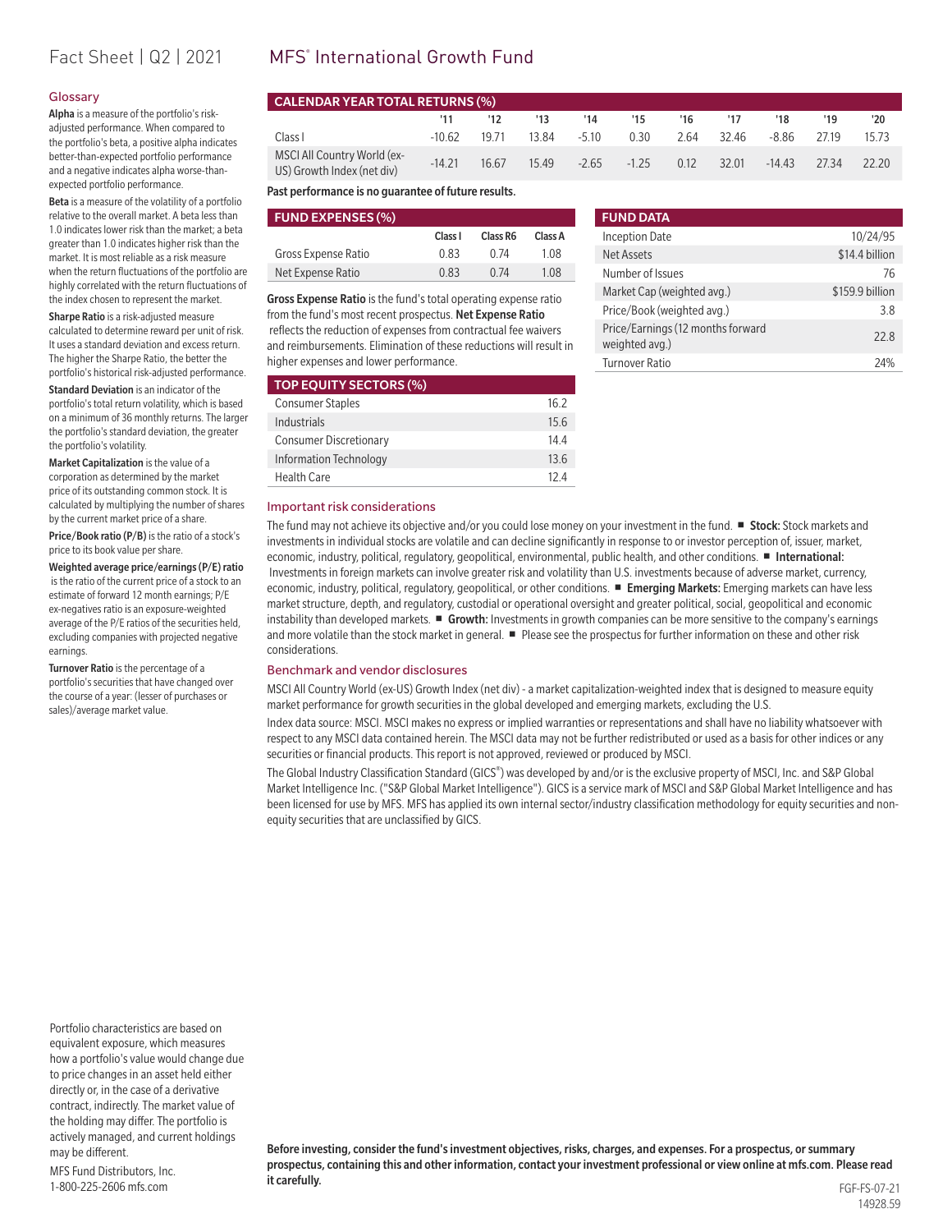# MFS® International Growth Fund

## CALENDAR YEAR TOTAL RETURNS (%)

| | '11 | '12 | '13 | '14 | '15 | '16 | '17 | '18 | '19 | '20 |
|---|---|---|---|---|---|---|---|---|---|---|
| Class I | -10.62 | 19.71 | 13.84 | -5.10 | 0.30 | 2.64 | 32.46 | -8.86 | 27.19 | 15.73 |
| MSCI All Country World (ex-US) Growth Index (net div) | -14.21 | 16.67 | 15.49 | -2.65 | -1.25 | 0.12 | 32.01 | -14.43 | 27.34 | 22.20 |

**Past performance is no guarantee of future results.**

## FUND EXPENSES (%)

| | Class I | Class R6 | Class A |
|---|---|---|---|
| Gross Expense Ratio | 0.83 | 0.74 | 1.08 |
| Net Expense Ratio | 0.83 | 0.74 | 1.08 |

**Gross Expense Ratio** is the fund's total operating expense ratio from the fund's most recent prospectus. **Net Expense Ratio** reflects the reduction of expenses from contractual fee waivers and reimbursements. Elimination of these reductions will result in higher expenses and lower performance.

## FUND DATA

| | |
|---|---|
| Inception Date | 10/24/95 |
| Net Assets | $14.4 billion |
| Number of Issues | 76 |
| Market Cap (weighted avg.) | $159.9 billion |
| Price/Book (weighted avg.) | 3.8 |
| Price/Earnings (12 months forward weighted avg.) | 22.8 |
| Turnover Ratio | 24% |

## TOP EQUITY SECTORS (%)

| | |
|---|---|
| Consumer Staples | 16.2 |
| Industrials | 15.6 |
| Consumer Discretionary | 14.4 |
| Information Technology | 13.6 |
| Health Care | 12.4 |

## Important risk considerations

The fund may not achieve its objective and/or you could lose money on your investment in the fund. ■ **Stock:** Stock markets and investments in individual stocks are volatile and can decline significantly in response to or investor perception of, issuer, market, economic, industry, political, regulatory, geopolitical, environmental, public health, and other conditions. ■ **International:** Investments in foreign markets can involve greater risk and volatility than U.S. investments because of adverse market, currency, economic, industry, political, regulatory, geopolitical, or other conditions. ■ **Emerging Markets:** Emerging markets can have less market structure, depth, and regulatory, custodial or operational oversight and greater political, social, geopolitical and economic instability than developed markets. ■ **Growth:** Investments in growth companies can be more sensitive to the company's earnings and more volatile than the stock market in general. ■ Please see the prospectus for further information on these and other risk considerations.

## Benchmark and vendor disclosures

MSCI All Country World (ex-US) Growth Index (net div) - a market capitalization-weighted index that is designed to measure equity market performance for growth securities in the global developed and emerging markets, excluding the U.S.

Index data source: MSCI. MSCI makes no express or implied warranties or representations and shall have no liability whatsoever with respect to any MSCI data contained herein. The MSCI data may not be further redistributed or used as a basis for other indices or any securities or financial products. This report is not approved, reviewed or produced by MSCI.

The Global Industry Classification Standard (GICS®) was developed by and/or is the exclusive property of MSCI, Inc. and S&P Global Market Intelligence Inc. ("S&P Global Market Intelligence"). GICS is a service mark of MSCI and S&P Global Market Intelligence and has been licensed for use by MFS. MFS has applied its own internal sector/industry classification methodology for equity securities and non-equity securities that are unclassified by GICS.

## Glossary

**Alpha** is a measure of the portfolio's risk-adjusted performance. When compared to the portfolio's beta, a positive alpha indicates better-than-expected portfolio performance and a negative indicates alpha worse-than-expected portfolio performance.

**Beta** is a measure of the volatility of a portfolio relative to the overall market. A beta less than 1.0 indicates lower risk than the market; a beta greater than 1.0 indicates higher risk than the market. It is most reliable as a risk measure when the return fluctuations of the portfolio are highly correlated with the return fluctuations of the index chosen to represent the market.

**Sharpe Ratio** is a risk-adjusted measure calculated to determine reward per unit of risk. It uses a standard deviation and excess return. The higher the Sharpe Ratio, the better the portfolio's historical risk-adjusted performance.

**Standard Deviation** is an indicator of the portfolio's total return volatility, which is based on a minimum of 36 monthly returns. The larger the portfolio's standard deviation, the greater the portfolio's volatility.

**Market Capitalization** is the value of a corporation as determined by the market price of its outstanding common stock. It is calculated by multiplying the number of shares by the current market price of a share.

**Price/Book ratio (P/B)** is the ratio of a stock's price to its book value per share.

**Weighted average price/earnings (P/E) ratio** is the ratio of the current price of a stock to an estimate of forward 12 month earnings; P/E ex-negatives ratio is an exposure-weighted average of the P/E ratios of the securities held, excluding companies with projected negative earnings.

**Turnover Ratio** is the percentage of a portfolio's securities that have changed over the course of a year: (lesser of purchases or sales)/average market value.

Portfolio characteristics are based on equivalent exposure, which measures how a portfolio's value would change due to price changes in an asset held either directly or, in the case of a derivative contract, indirectly. The market value of the holding may differ. The portfolio is actively managed, and current holdings may be different.

MFS Fund Distributors, Inc.
1-800-225-2606 mfs.com

**Before investing, consider the fund's investment objectives, risks, charges, and expenses. For a prospectus, or summary prospectus, containing this and other information, contact your investment professional or view online at mfs.com. Please read it carefully.**

FGF-FS-07-21
14928.59